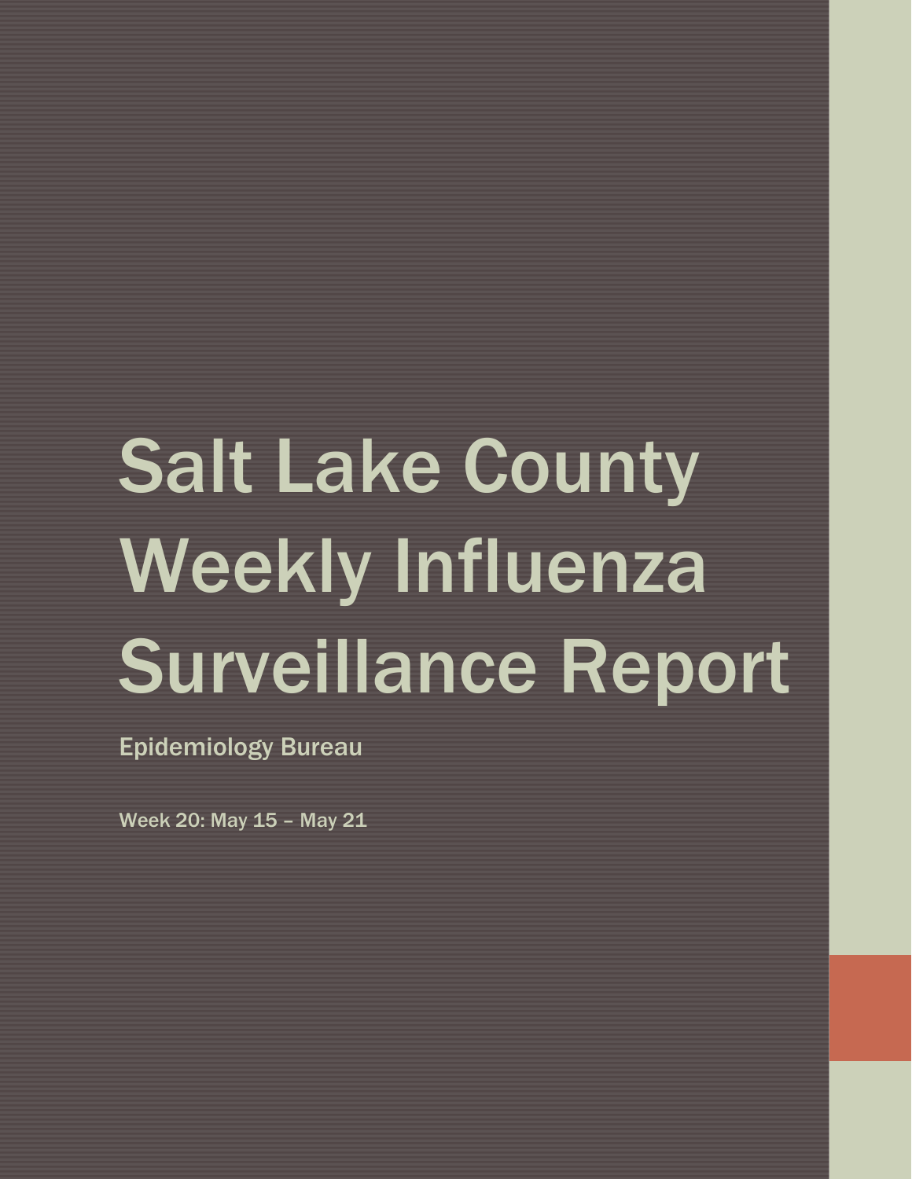# Salt Lake County Weekly Influenza Surveillance Report

Epidemiology Bureau

Week 20: May 15 – May 21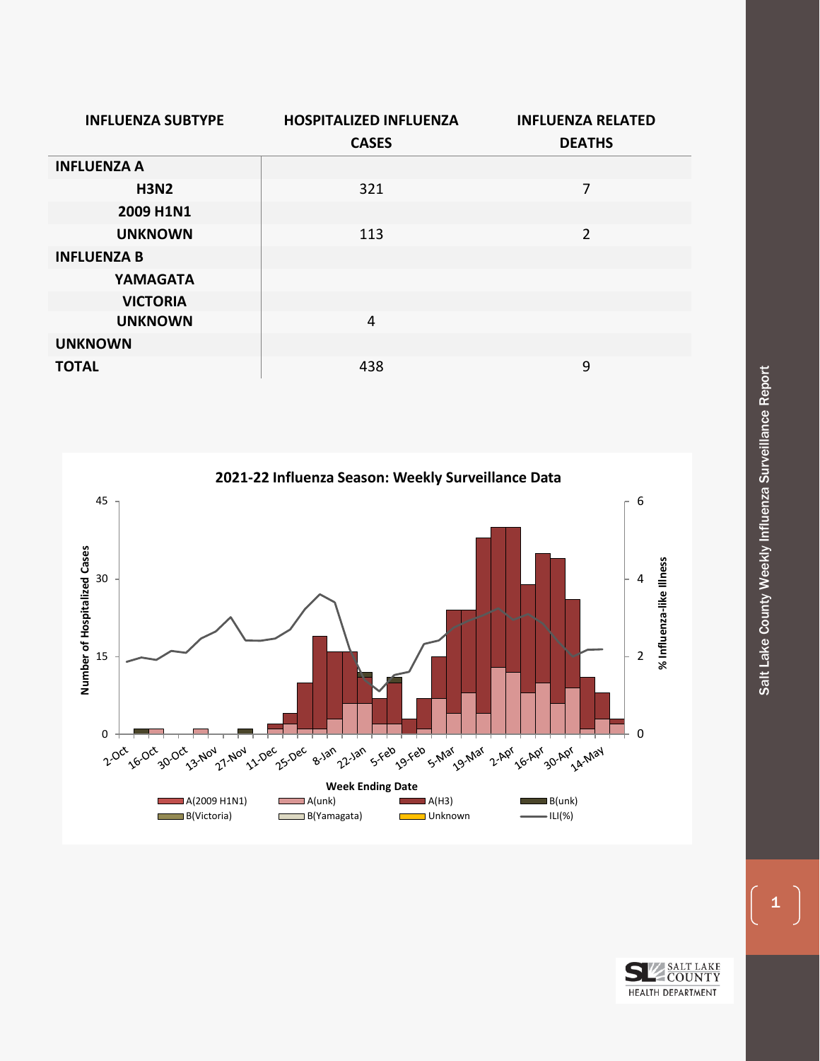| INFLUENZA SUBTYPE | HOSPITALIZED INFLUENZA CASES | INFLUENZA RELATED DEATHS |
|---|---|---|
| **INFLUENZA A** | | |
| **H3N2** | 321 | 7 |
| **2009 H1N1** | | |
| **UNKNOWN** | 113 | 2 |
| **INFLUENZA B** | | |
| **YAMAGATA** | | |
| **VICTORIA** | | |
| **UNKNOWN** | 4 | |
| **UNKNOWN** | | |
| **TOTAL** | 438 | 9 |

**2021-22 Influenza Season: Weekly Surveillance Data**

Number of Hospitalized Cases (0–45); % Influenza-like Illness (0–6); Week Ending Date: 2-Oct, 16-Oct, 30-Oct, 13-Nov, 27-Nov, 11-Dec, 25-Dec, 8-Jan, 22-Jan, 5-Feb, 19-Feb, 5-Mar, 19-Mar, 2-Apr, 16-Apr, 30-Apr, 14-May

Legend: A(2009 H1N1), A(unk), A(H3), B(unk), B(Victoria), B(Yamagata), Unknown, ILI(%)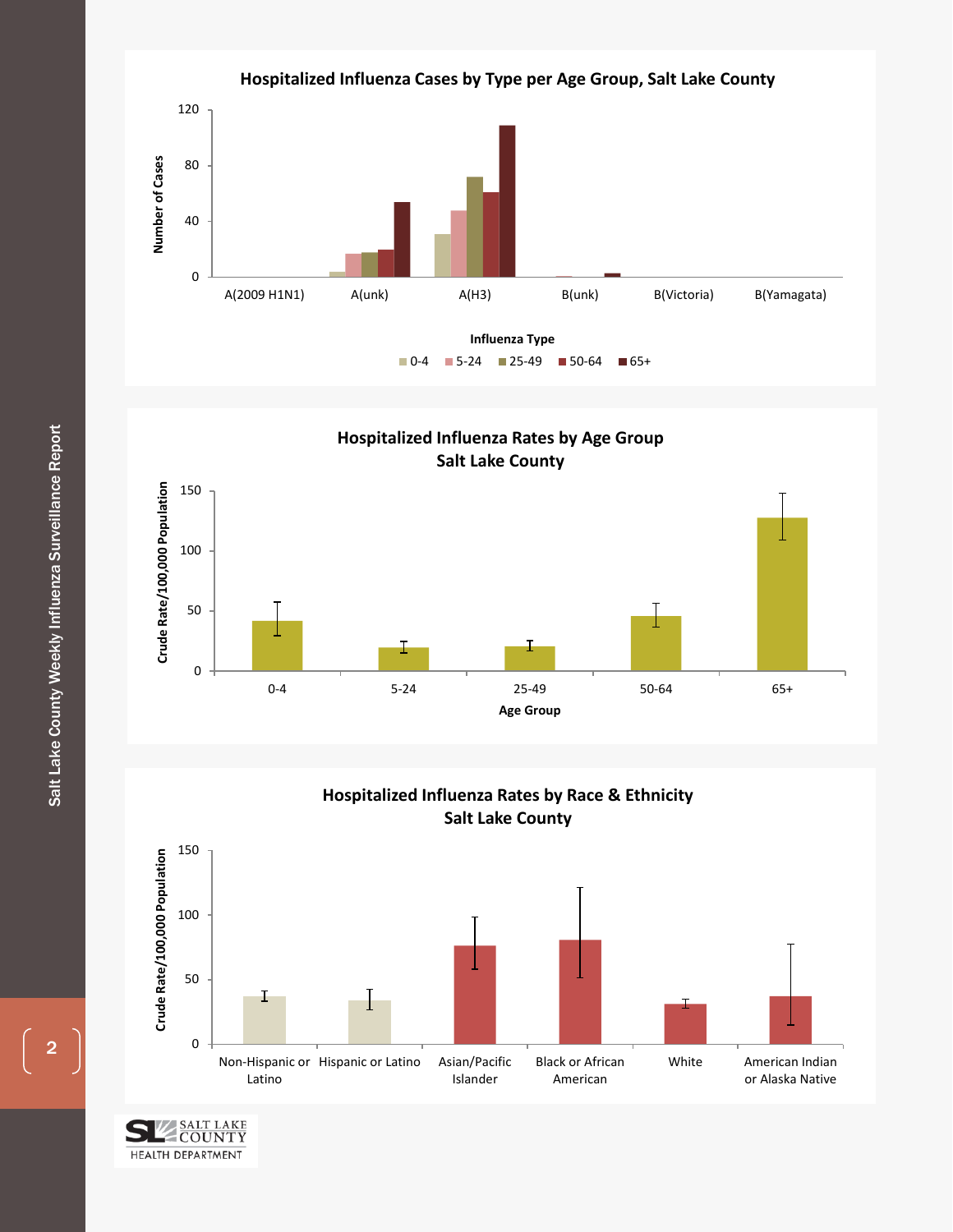### Hospitalized Influenza Cases by Type per Age Group, Salt Lake County

Number of Cases

Influenza Type: A(2009 H1N1), A(unk), A(H3), B(unk), B(Victoria), B(Yamagata)

Legend: 0-4, 5-24, 25-49, 50-64, 65+

### Hospitalized Influenza Rates by Age Group Salt Lake County

Crude Rate/100,000 Population

Age Group: 0-4, 5-24, 25-49, 50-64, 65+

### Hospitalized Influenza Rates by Race & Ethnicity Salt Lake County

Crude Rate/100,000 Population

Non-Hispanic or Latino, Hispanic or Latino, Asian/Pacific Islander, Black or African American, White, American Indian or Alaska Native

SALT LAKE COUNTY HEALTH DEPARTMENT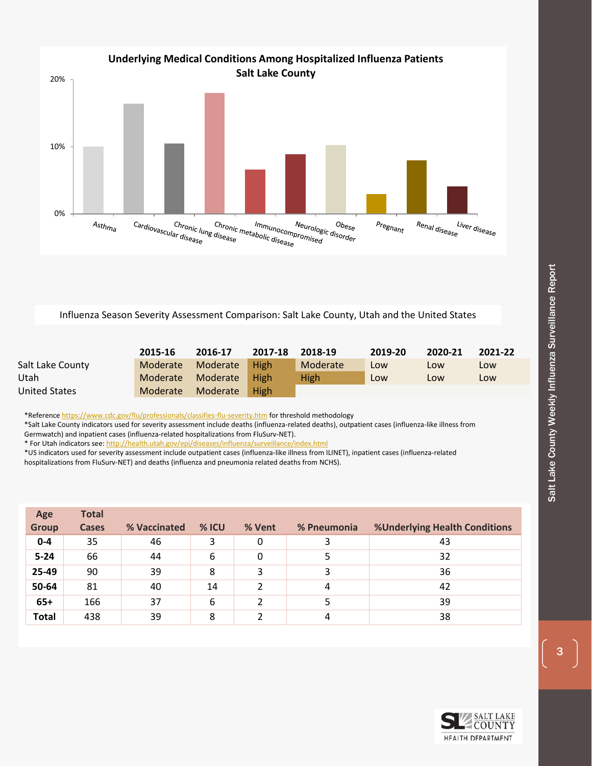## Underlying Medical Conditions Among Hospitalized Influenza Patients
## Salt Lake County

| Condition | Approx. % |
|---|---|
| Asthma | 10% |
| Cardiovascular disease | 16% |
| Chronic lung disease | 10.5% |
| Chronic metabolic disease | 18% |
| Immunocompromised | 6.5% |
| Neurologic disorder | 9% |
| Obese | 10% |
| Pregnant | 3% |
| Renal disease | 8% |
| Liver disease | 4% |

Influenza Season Severity Assessment Comparison: Salt Lake County, Utah and the United States

| | 2015-16 | 2016-17 | 2017-18 | 2018-19 | 2019-20 | 2020-21 | 2021-22 |
|---|---|---|---|---|---|---|---|
| Salt Lake County | Moderate | Moderate | High | Moderate | Low | Low | Low |
| Utah | Moderate | Moderate | High | High | Low | Low | Low |
| United States | Moderate | Moderate | High | | | | |

*Reference https://www.cdc.gov/flu/professionals/classifies-flu-severity.htm for threshold methodology
*Salt Lake County indicators used for severity assessment include deaths (influenza-related deaths), outpatient cases (influenza-like illness from Germwatch) and inpatient cases (influenza-related hospitalizations from FluSurv-NET).
* For Utah indicators see: http://health.utah.gov/epi/diseases/influenza/surveillance/index.html
*US indicators used for severity assessment include outpatient cases (influenza-like illness from ILINET), inpatient cases (influenza-related hospitalizations from FluSurv-NET) and deaths (influenza and pneumonia related deaths from NCHS).

| Age Group | Total Cases | % Vaccinated | % ICU | % Vent | % Pneumonia | %Underlying Health Conditions |
|---|---|---|---|---|---|---|
| **0-4** | 35 | 46 | 3 | 0 | 3 | 43 |
| **5-24** | 66 | 44 | 6 | 0 | 5 | 32 |
| **25-49** | 90 | 39 | 8 | 3 | 3 | 36 |
| **50-64** | 81 | 40 | 14 | 2 | 4 | 42 |
| **65+** | 166 | 37 | 6 | 2 | 5 | 39 |
| **Total** | 438 | 39 | 8 | 2 | 4 | 38 |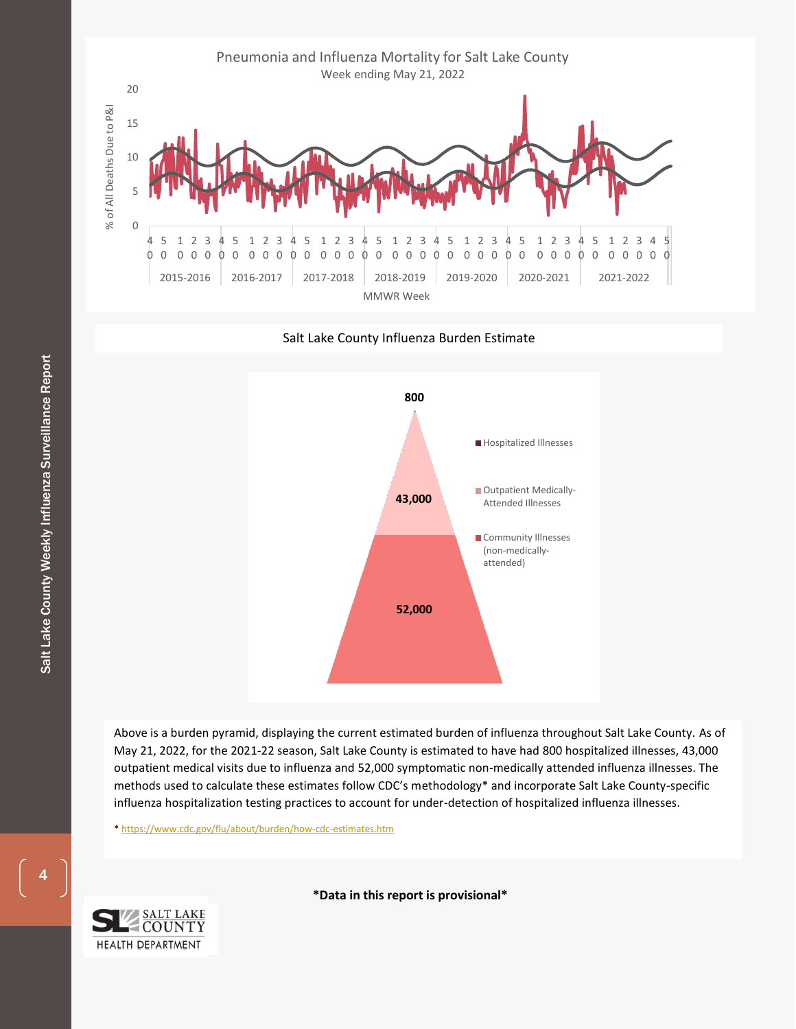Pneumonia and Influenza Mortality for Salt Lake County

Week ending May 21, 2022

% of All Deaths Due to P&I

20
15
10
5
0

MMWR Week

2015-2016 2016-2017 2017-2018 2018-2019 2019-2020 2020-2021 2021-2022

## Salt Lake County Influenza Burden Estimate

800

43,000

52,000

Hospitalized Illnesses

Outpatient Medically-Attended Illnesses

Community Illnesses (non-medically-attended)

Above is a burden pyramid, displaying the current estimated burden of influenza throughout Salt Lake County. As of May 21, 2022, for the 2021-22 season, Salt Lake County is estimated to have had 800 hospitalized illnesses, 43,000 outpatient medical visits due to influenza and 52,000 symptomatic non-medically attended influenza illnesses. The methods used to calculate these estimates follow CDC's methodology* and incorporate Salt Lake County-specific influenza hospitalization testing practices to account for under-detection of hospitalized influenza illnesses.

* https://www.cdc.gov/flu/about/burden/how-cdc-estimates.htm

**\*Data in this report is provisional\***